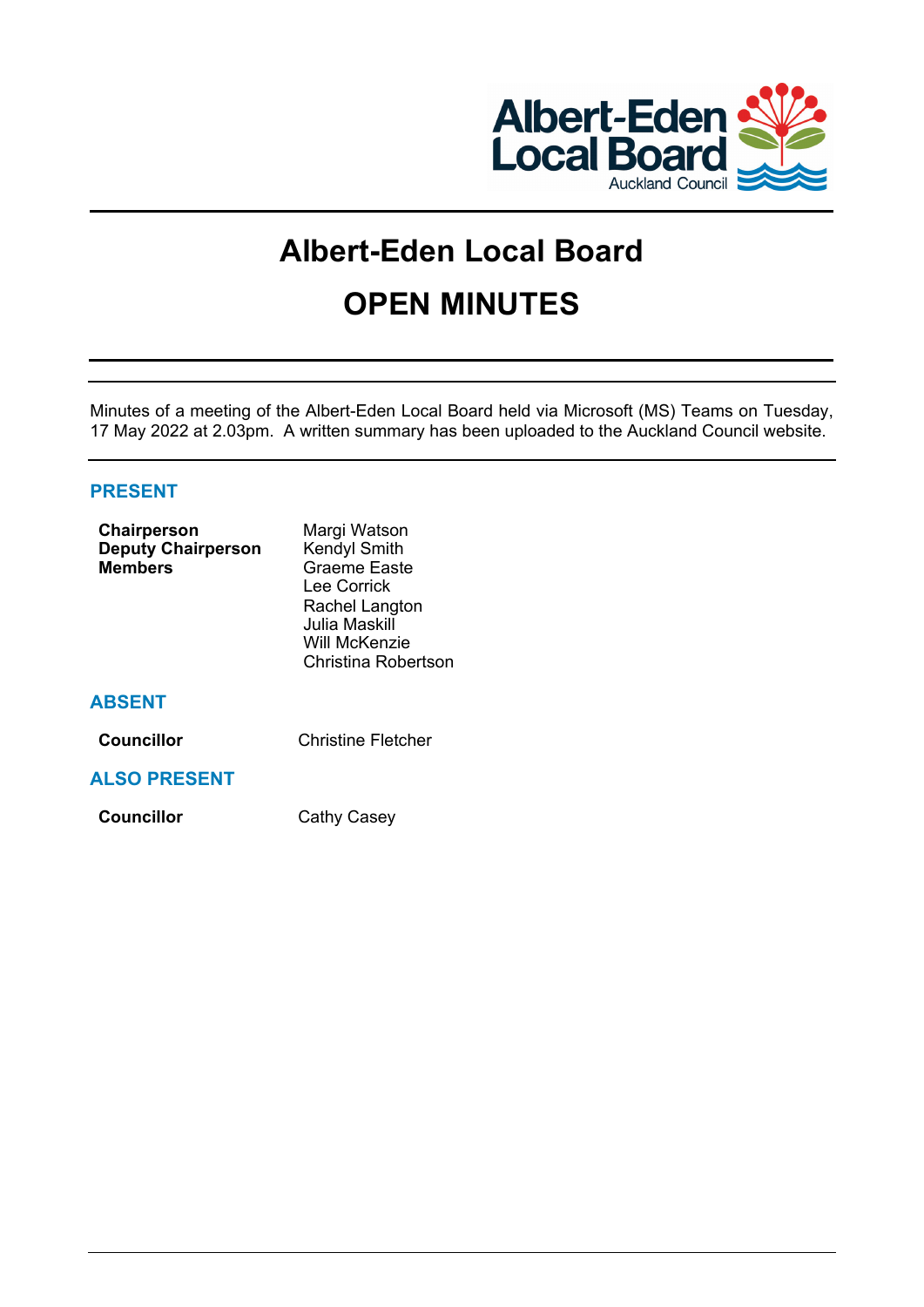# Albert-Eden Local Board

# OPEN MINUTES

Minutes of a meeting of the Albert-Eden Local Board held via Microsoft (MS) Teams on Tuesday, 17 May 2022 at 2.03pm. A written summary has been uploaded to the Auckland Council website.

## PRESENT

| | |
|---|---|
| **Chairperson** | Margi Watson |
| **Deputy Chairperson** | Kendyl Smith |
| **Members** | Graeme Easte |
| | Lee Corrick |
| | Rachel Langton |
| | Julia Maskill |
| | Will McKenzie |
| | Christina Robertson |

## ABSENT

| | |
|---|---|
| **Councillor** | Christine Fletcher |

## ALSO PRESENT

| | |
|---|---|
| **Councillor** | Cathy Casey |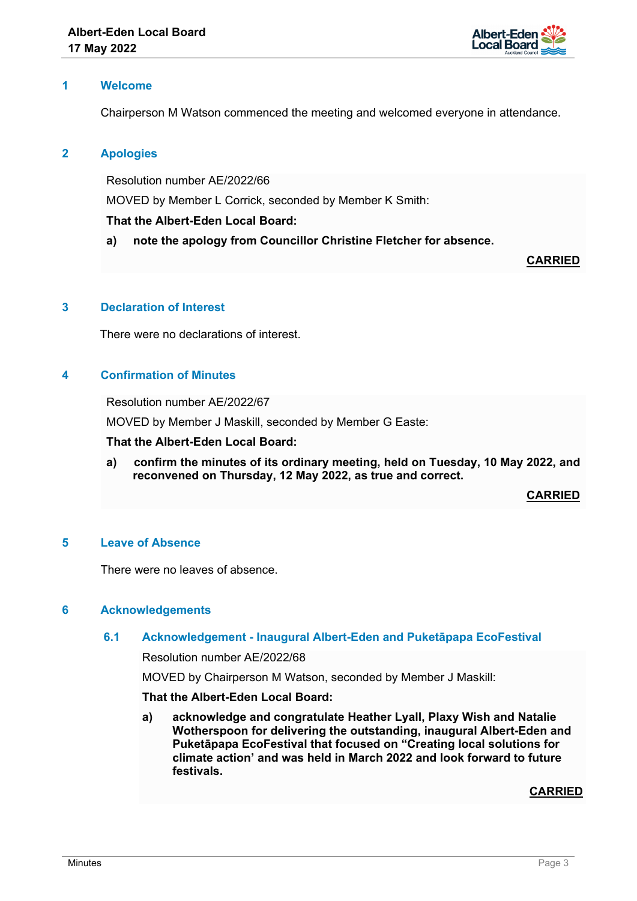## 1 Welcome

Chairperson M Watson commenced the meeting and welcomed everyone in attendance.

## 2 Apologies

Resolution number AE/2022/66

MOVED by Member L Corrick, seconded by Member K Smith:

**That the Albert-Eden Local Board:**

**a) note the apology from Councillor Christine Fletcher for absence.**

**CARRIED**

## 3 Declaration of Interest

There were no declarations of interest.

## 4 Confirmation of Minutes

Resolution number AE/2022/67

MOVED by Member J Maskill, seconded by Member G Easte:

**That the Albert-Eden Local Board:**

**a) confirm the minutes of its ordinary meeting, held on Tuesday, 10 May 2022, and reconvened on Thursday, 12 May 2022, as true and correct.**

**CARRIED**

## 5 Leave of Absence

There were no leaves of absence.

## 6 Acknowledgements

### 6.1 Acknowledgement - Inaugural Albert-Eden and Puketāpapa EcoFestival

Resolution number AE/2022/68

MOVED by Chairperson M Watson, seconded by Member J Maskill:

**That the Albert-Eden Local Board:**

**a) acknowledge and congratulate Heather Lyall, Plaxy Wish and Natalie Wotherspoon for delivering the outstanding, inaugural Albert-Eden and Puketāpapa EcoFestival that focused on "Creating local solutions for climate action' and was held in March 2022 and look forward to future festivals.**

**CARRIED**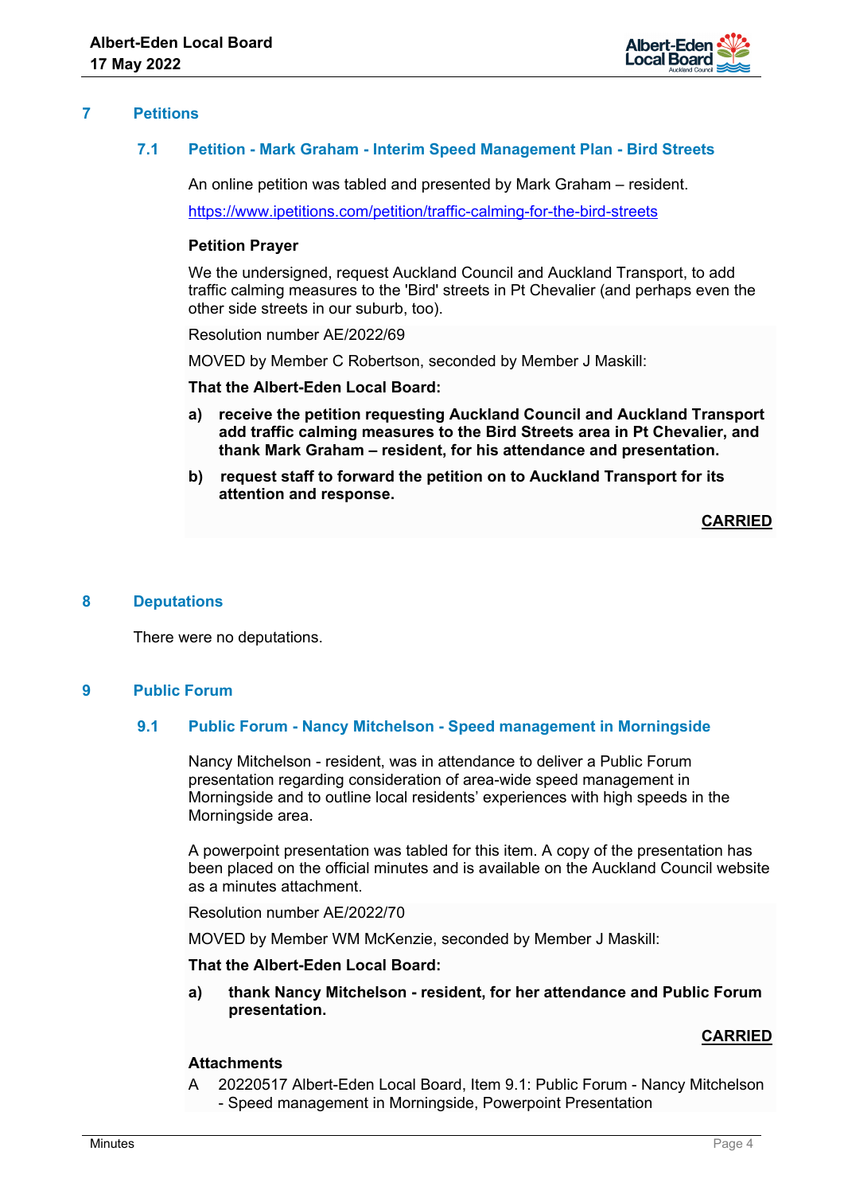## 7 Petitions

### 7.1 Petition - Mark Graham - Interim Speed Management Plan - Bird Streets

An online petition was tabled and presented by Mark Graham – resident.

https://www.ipetitions.com/petition/traffic-calming-for-the-bird-streets

**Petition Prayer**

We the undersigned, request Auckland Council and Auckland Transport, to add traffic calming measures to the 'Bird' streets in Pt Chevalier (and perhaps even the other side streets in our suburb, too).

Resolution number AE/2022/69

MOVED by Member C Robertson, seconded by Member J Maskill:

**That the Albert-Eden Local Board:**

**a) receive the petition requesting Auckland Council and Auckland Transport add traffic calming measures to the Bird Streets area in Pt Chevalier, and thank Mark Graham – resident, for his attendance and presentation.**

**b) request staff to forward the petition on to Auckland Transport for its attention and response.**

**CARRIED**

## 8 Deputations

There were no deputations.

## 9 Public Forum

### 9.1 Public Forum - Nancy Mitchelson - Speed management in Morningside

Nancy Mitchelson - resident, was in attendance to deliver a Public Forum presentation regarding consideration of area-wide speed management in Morningside and to outline local residents' experiences with high speeds in the Morningside area.

A powerpoint presentation was tabled for this item. A copy of the presentation has been placed on the official minutes and is available on the Auckland Council website as a minutes attachment.

Resolution number AE/2022/70

MOVED by Member WM McKenzie, seconded by Member J Maskill:

**That the Albert-Eden Local Board:**

**a) thank Nancy Mitchelson - resident, for her attendance and Public Forum presentation.**

**CARRIED**

**Attachments**

A 20220517 Albert-Eden Local Board, Item 9.1: Public Forum - Nancy Mitchelson - Speed management in Morningside, Powerpoint Presentation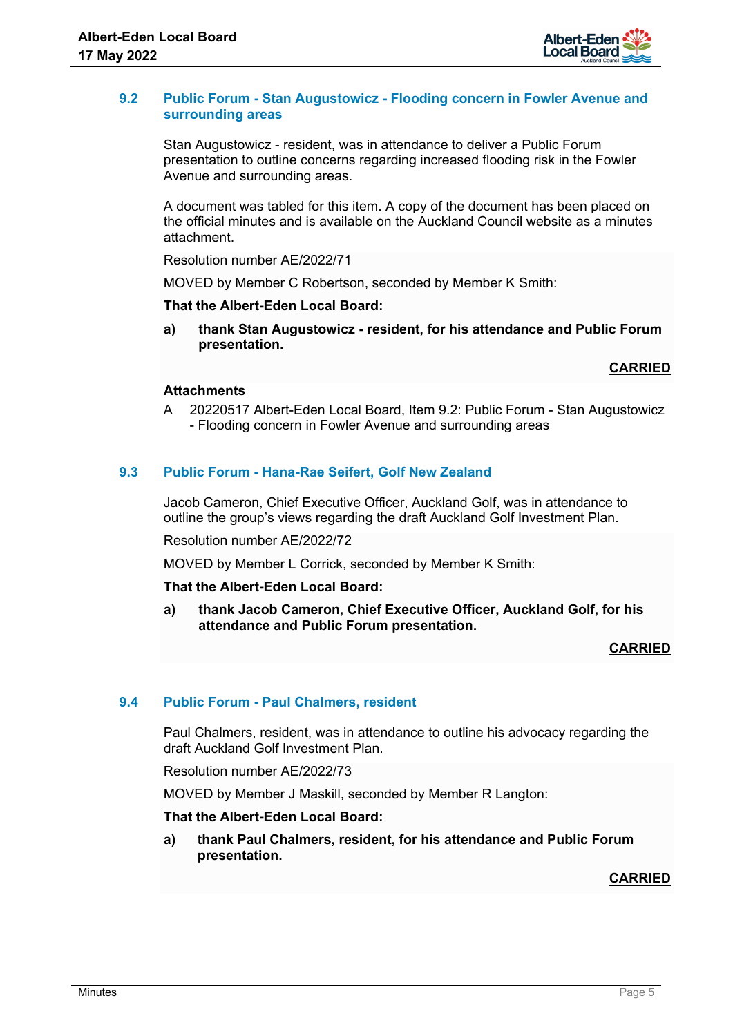### 9.2 Public Forum - Stan Augustowicz - Flooding concern in Fowler Avenue and surrounding areas

Stan Augustowicz - resident, was in attendance to deliver a Public Forum presentation to outline concerns regarding increased flooding risk in the Fowler Avenue and surrounding areas.

A document was tabled for this item. A copy of the document has been placed on the official minutes and is available on the Auckland Council website as a minutes attachment.

Resolution number AE/2022/71

MOVED by Member C Robertson, seconded by Member K Smith:

**That the Albert-Eden Local Board:**

**a) thank Stan Augustowicz - resident, for his attendance and Public Forum presentation.**

**CARRIED**

**Attachments**

A 20220517 Albert-Eden Local Board, Item 9.2: Public Forum - Stan Augustowicz - Flooding concern in Fowler Avenue and surrounding areas

### 9.3 Public Forum - Hana-Rae Seifert, Golf New Zealand

Jacob Cameron, Chief Executive Officer, Auckland Golf, was in attendance to outline the group's views regarding the draft Auckland Golf Investment Plan.

Resolution number AE/2022/72

MOVED by Member L Corrick, seconded by Member K Smith:

**That the Albert-Eden Local Board:**

**a) thank Jacob Cameron, Chief Executive Officer, Auckland Golf, for his attendance and Public Forum presentation.**

**CARRIED**

### 9.4 Public Forum - Paul Chalmers, resident

Paul Chalmers, resident, was in attendance to outline his advocacy regarding the draft Auckland Golf Investment Plan.

Resolution number AE/2022/73

MOVED by Member J Maskill, seconded by Member R Langton:

**That the Albert-Eden Local Board:**

**a) thank Paul Chalmers, resident, for his attendance and Public Forum presentation.**

**CARRIED**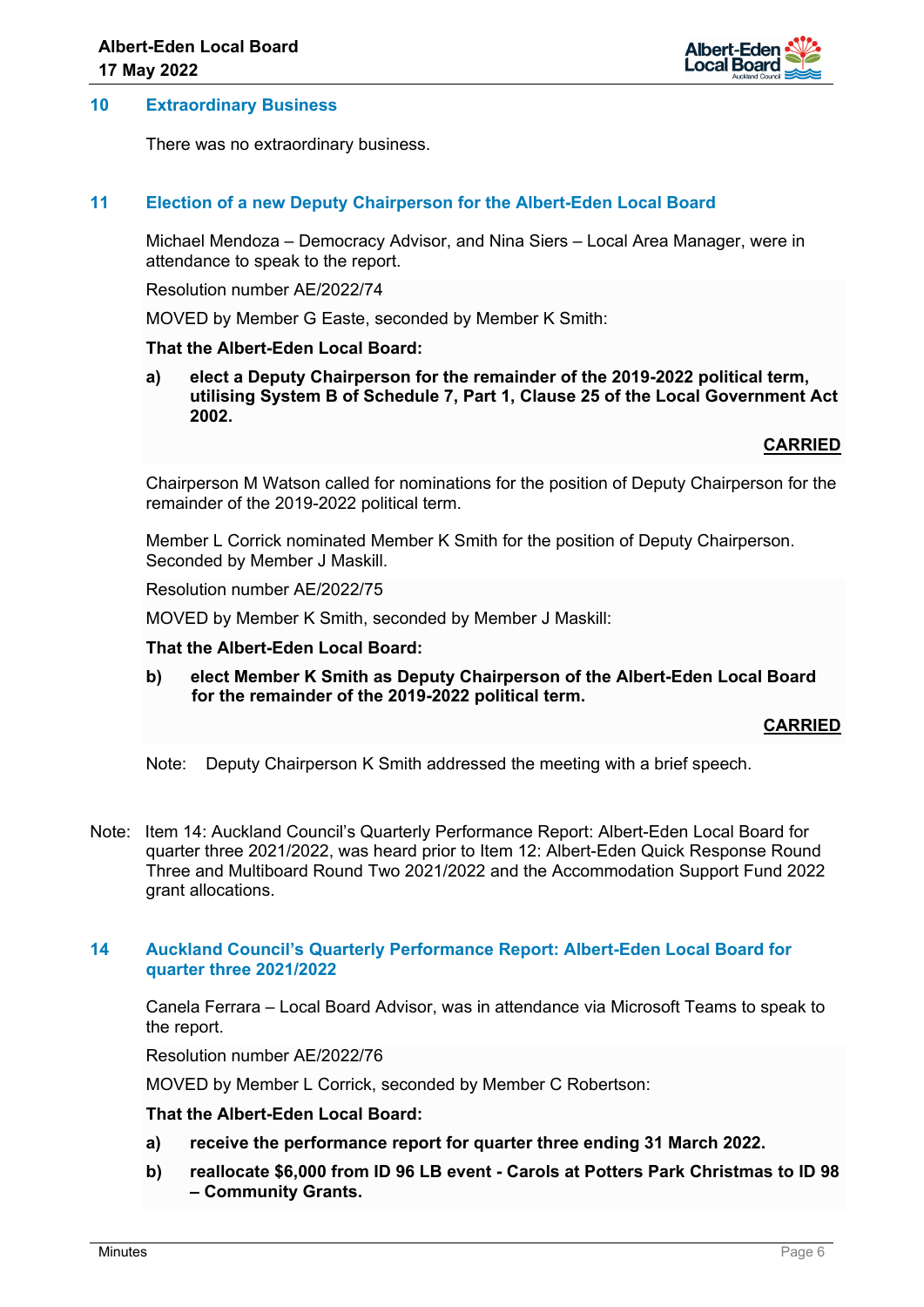## 10 Extraordinary Business

There was no extraordinary business.

## 11 Election of a new Deputy Chairperson for the Albert-Eden Local Board

Michael Mendoza – Democracy Advisor, and Nina Siers – Local Area Manager, were in attendance to speak to the report.

Resolution number AE/2022/74

MOVED by Member G Easte, seconded by Member K Smith:

**That the Albert-Eden Local Board:**

**a) elect a Deputy Chairperson for the remainder of the 2019-2022 political term, utilising System B of Schedule 7, Part 1, Clause 25 of the Local Government Act 2002.**

**CARRIED**

Chairperson M Watson called for nominations for the position of Deputy Chairperson for the remainder of the 2019-2022 political term.

Member L Corrick nominated Member K Smith for the position of Deputy Chairperson. Seconded by Member J Maskill.

Resolution number AE/2022/75

MOVED by Member K Smith, seconded by Member J Maskill:

**That the Albert-Eden Local Board:**

**b) elect Member K Smith as Deputy Chairperson of the Albert-Eden Local Board for the remainder of the 2019-2022 political term.**

**CARRIED**

Note: Deputy Chairperson K Smith addressed the meeting with a brief speech.

Note: Item 14: Auckland Council's Quarterly Performance Report: Albert-Eden Local Board for quarter three 2021/2022, was heard prior to Item 12: Albert-Eden Quick Response Round Three and Multiboard Round Two 2021/2022 and the Accommodation Support Fund 2022 grant allocations.

## 14 Auckland Council's Quarterly Performance Report: Albert-Eden Local Board for quarter three 2021/2022

Canela Ferrara – Local Board Advisor, was in attendance via Microsoft Teams to speak to the report.

Resolution number AE/2022/76

MOVED by Member L Corrick, seconded by Member C Robertson:

**That the Albert-Eden Local Board:**

**a) receive the performance report for quarter three ending 31 March 2022.**

**b) reallocate $6,000 from ID 96 LB event - Carols at Potters Park Christmas to ID 98 – Community Grants.**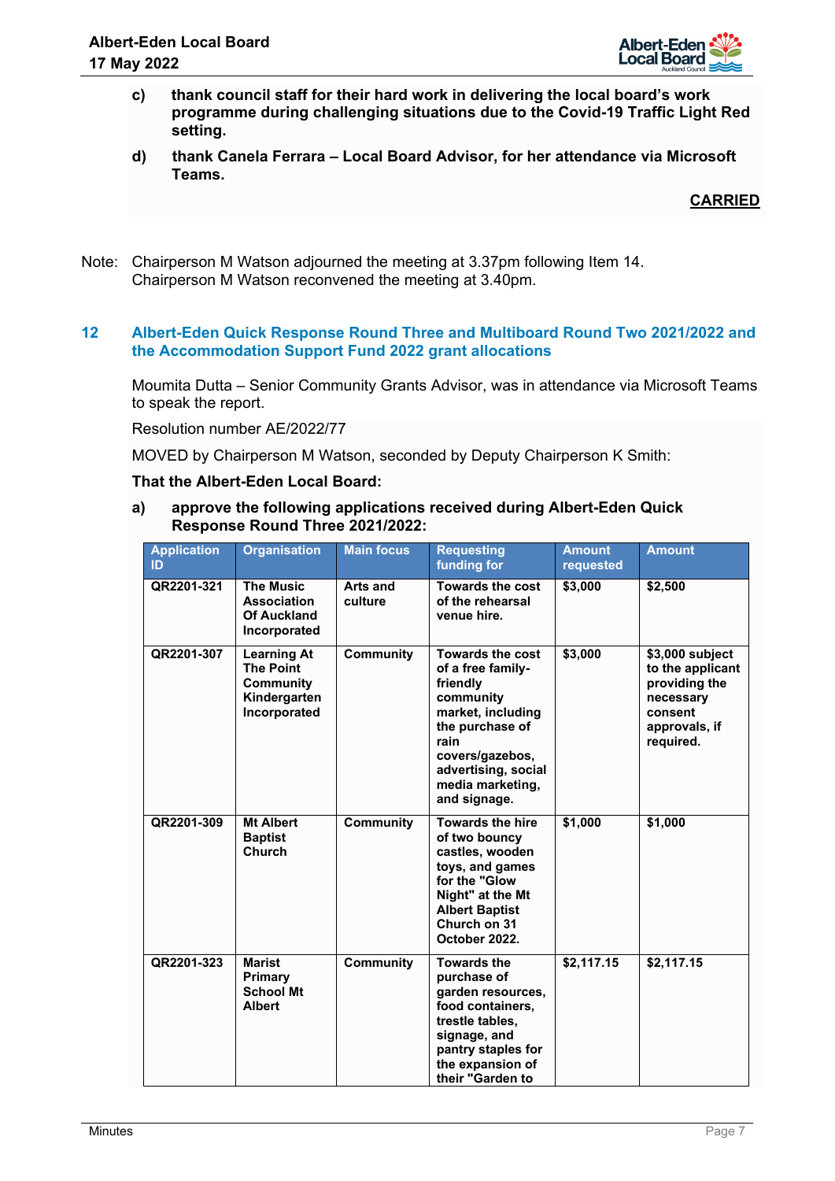c) **thank council staff for their hard work in delivering the local board's work programme during challenging situations due to the Covid-19 Traffic Light Red setting.**

d) **thank Canela Ferrara – Local Board Advisor, for her attendance via Microsoft Teams.**

**CARRIED**

Note: Chairperson M Watson adjourned the meeting at 3.37pm following Item 14. Chairperson M Watson reconvened the meeting at 3.40pm.

## 12 Albert-Eden Quick Response Round Three and Multiboard Round Two 2021/2022 and the Accommodation Support Fund 2022 grant allocations

Moumita Dutta – Senior Community Grants Advisor, was in attendance via Microsoft Teams to speak the report.

Resolution number AE/2022/77

MOVED by Chairperson M Watson, seconded by Deputy Chairperson K Smith:

**That the Albert-Eden Local Board:**

a) **approve the following applications received during Albert-Eden Quick Response Round Three 2021/2022:**

| Application ID | Organisation | Main focus | Requesting funding for | Amount requested | Amount |
|---|---|---|---|---|---|
| QR2201-321 | The Music Association Of Auckland Incorporated | Arts and culture | Towards the cost of the rehearsal venue hire. | $3,000 | $2,500 |
| QR2201-307 | Learning At The Point Community Kindergarten Incorporated | Community | Towards the cost of a free family-friendly community market, including the purchase of rain covers/gazebos, advertising, social media marketing, and signage. | $3,000 | $3,000 subject to the applicant providing the necessary consent approvals, if required. |
| QR2201-309 | Mt Albert Baptist Church | Community | Towards the hire of two bouncy castles, wooden toys, and games for the "Glow Night" at the Mt Albert Baptist Church on 31 October 2022. | $1,000 | $1,000 |
| QR2201-323 | Marist Primary School Mt Albert | Community | Towards the purchase of garden resources, food containers, trestle tables, signage, and pantry staples for the expansion of their "Garden to | $2,117.15 | $2,117.15 |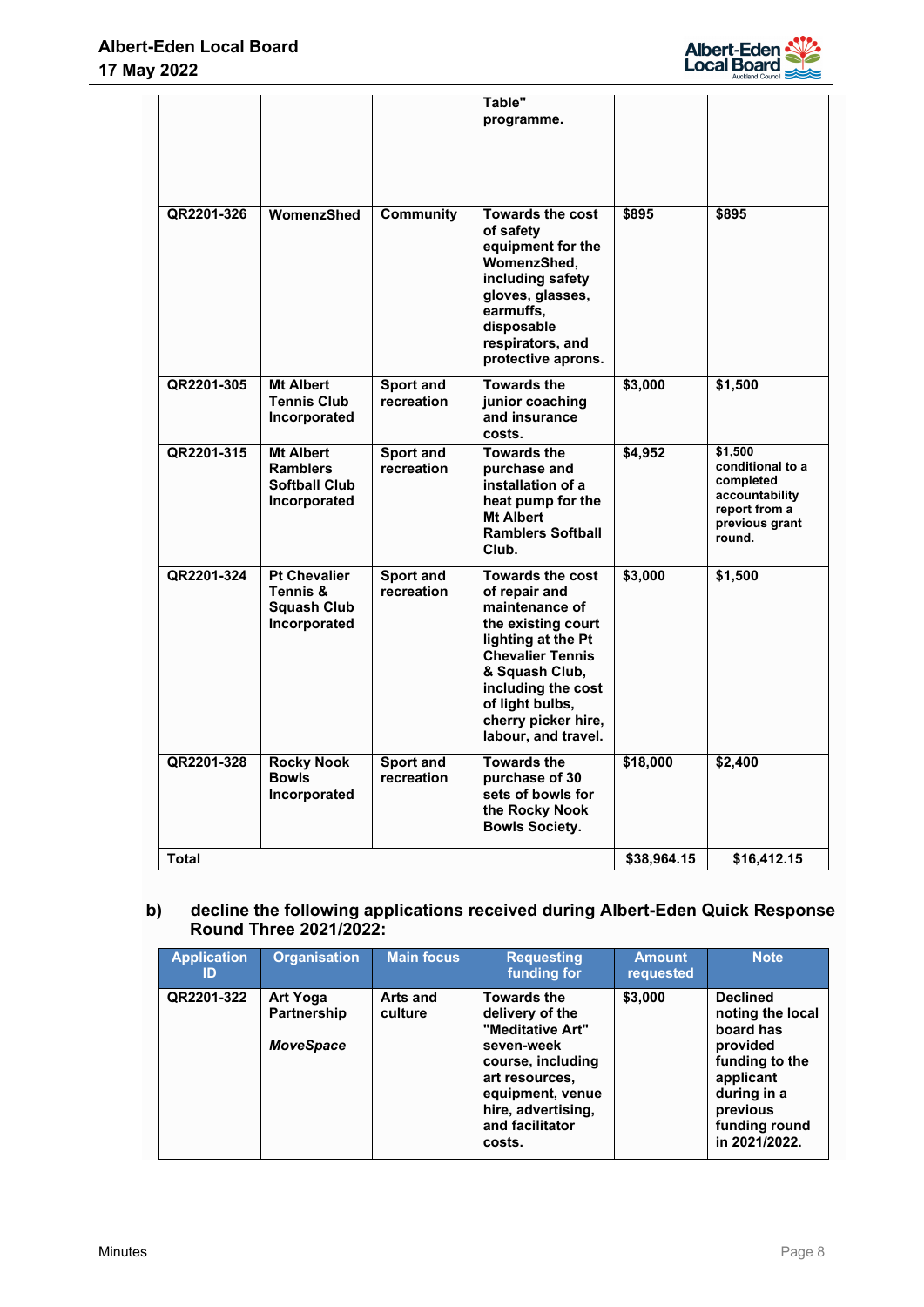| | | | Table" programme. | | |
|---|---|---|---|---|---|
| QR2201-326 | WomenzShed | Community | Towards the cost of safety equipment for the WomenzShed, including safety gloves, glasses, earmuffs, disposable respirators, and protective aprons. | $895 | $895 |
| QR2201-305 | Mt Albert Tennis Club Incorporated | Sport and recreation | Towards the junior coaching and insurance costs. | $3,000 | $1,500 |
| QR2201-315 | Mt Albert Ramblers Softball Club Incorporated | Sport and recreation | Towards the purchase and installation of a heat pump for the Mt Albert Ramblers Softball Club. | $4,952 | $1,500 conditional to a completed accountability report from a previous grant round. |
| QR2201-324 | Pt Chevalier Tennis & Squash Club Incorporated | Sport and recreation | Towards the cost of repair and maintenance of the existing court lighting at the Pt Chevalier Tennis & Squash Club, including the cost of light bulbs, cherry picker hire, labour, and travel. | $3,000 | $1,500 |
| QR2201-328 | Rocky Nook Bowls Incorporated | Sport and recreation | Towards the purchase of 30 sets of bowls for the Rocky Nook Bowls Society. | $18,000 | $2,400 |
| Total | | | | $38,964.15 | $16,412.15 |

b) decline the following applications received during Albert-Eden Quick Response Round Three 2021/2022:

| Application ID | Organisation | Main focus | Requesting funding for | Amount requested | Note |
|---|---|---|---|---|---|
| QR2201-322 | Art Yoga Partnership *MoveSpace* | Arts and culture | Towards the delivery of the "Meditative Art" seven-week course, including art resources, equipment, venue hire, advertising, and facilitator costs. | $3,000 | Declined noting the local board has provided funding to the applicant during in a previous funding round in 2021/2022. |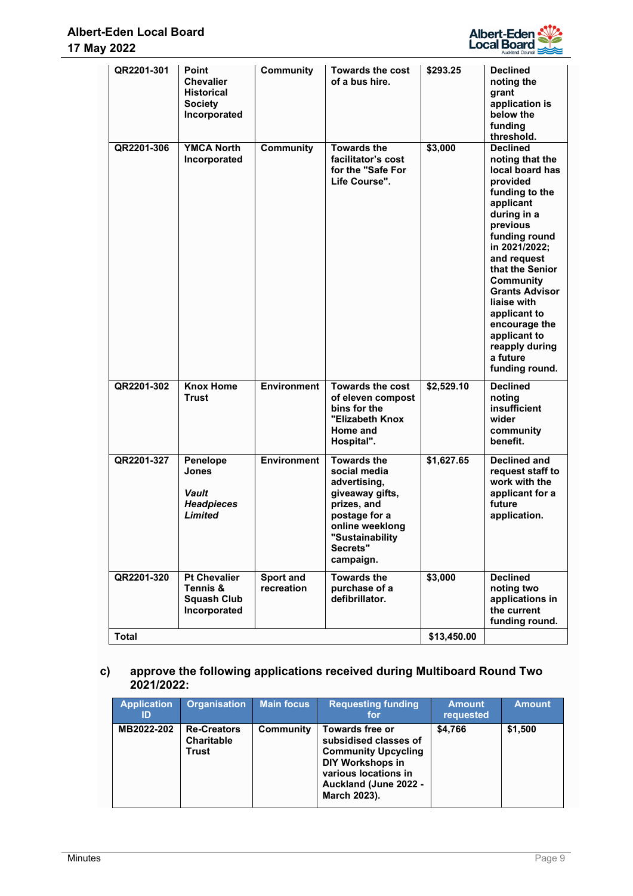| | | | | | |
|---|---|---|---|---|---|
| **QR2201-301** | **Point Chevalier Historical Society Incorporated** | **Community** | **Towards the cost of a bus hire.** | **$293.25** | **Declined noting the grant application is below the funding threshold.** |
| **QR2201-306** | **YMCA North Incorporated** | **Community** | **Towards the facilitator's cost for the "Safe For Life Course".** | **$3,000** | **Declined noting that the local board has provided funding to the applicant during in a previous funding round in 2021/2022; and request that the Senior Community Grants Advisor liaise with applicant to encourage the applicant to reapply during a future funding round.** |
| **QR2201-302** | **Knox Home Trust** | **Environment** | **Towards the cost of eleven compost bins for the "Elizabeth Knox Home and Hospital".** | **$2,529.10** | **Declined noting insufficient wider community benefit.** |
| **QR2201-327** | **Penelope Jones** <br><br> ***Vault Headpieces Limited*** | **Environment** | **Towards the social media advertising, giveaway gifts, prizes, and postage for a online weeklong "Sustainability Secrets" campaign.** | **$1,627.65** | **Declined and request staff to work with the applicant for a future application.** |
| **QR2201-320** | **Pt Chevalier Tennis & Squash Club Incorporated** | **Sport and recreation** | **Towards the purchase of a defibrillator.** | **$3,000** | **Declined noting two applications in the current funding round.** |
| **Total** | | | | **$13,450.00** | |

c) **approve the following applications received during Multiboard Round Two 2021/2022:**

| Application ID | Organisation | Main focus | Requesting funding for | Amount requested | Amount |
|---|---|---|---|---|---|
| **MB2022-202** | **Re-Creators Charitable Trust** | **Community** | **Towards free or subsidised classes of Community Upcycling DIY Workshops in various locations in Auckland (June 2022 - March 2023).** | **$4,766** | **$1,500** |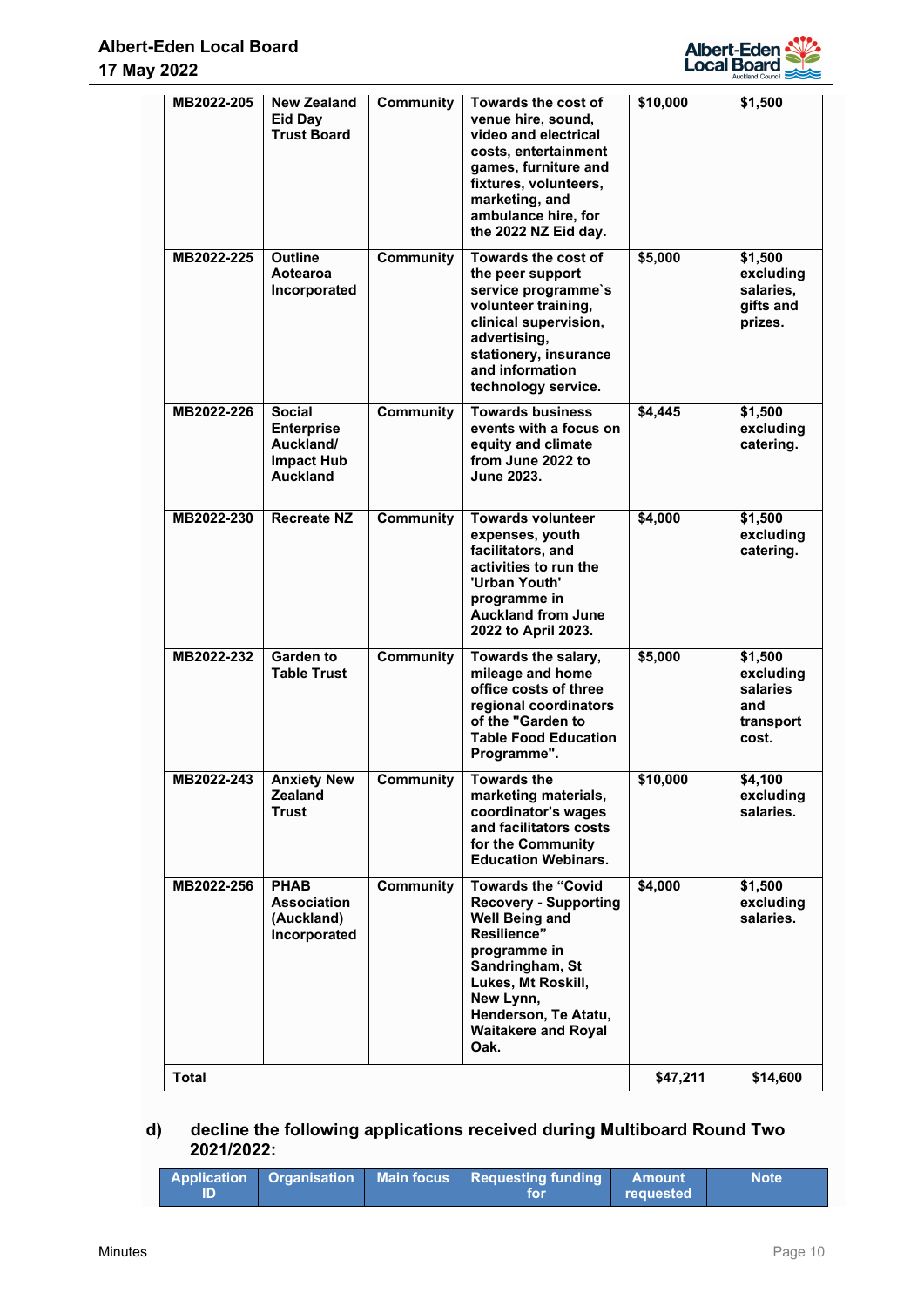| MB2022-205 | New Zealand Eid Day Trust Board | Community | Towards the cost of venue hire, sound, video and electrical costs, entertainment games, furniture and fixtures, volunteers, marketing, and ambulance hire, for the 2022 NZ Eid day. | $10,000 | $1,500 |
|---|---|---|---|---|---|
| MB2022-225 | Outline Aotearoa Incorporated | Community | Towards the cost of the peer support service programme`s volunteer training, clinical supervision, advertising, stationery, insurance and information technology service. | $5,000 | $1,500 excluding salaries, gifts and prizes. |
| MB2022-226 | Social Enterprise Auckland/ Impact Hub Auckland | Community | Towards business events with a focus on equity and climate from June 2022 to June 2023. | $4,445 | $1,500 excluding catering. |
| MB2022-230 | Recreate NZ | Community | Towards volunteer expenses, youth facilitators, and activities to run the 'Urban Youth' programme in Auckland from June 2022 to April 2023. | $4,000 | $1,500 excluding catering. |
| MB2022-232 | Garden to Table Trust | Community | Towards the salary, mileage and home office costs of three regional coordinators of the "Garden to Table Food Education Programme". | $5,000 | $1,500 excluding salaries and transport cost. |
| MB2022-243 | Anxiety New Zealand Trust | Community | Towards the marketing materials, coordinator's wages and facilitators costs for the Community Education Webinars. | $10,000 | $4,100 excluding salaries. |
| MB2022-256 | PHAB Association (Auckland) Incorporated | Community | Towards the "Covid Recovery - Supporting Well Being and Resilience" programme in Sandringham, St Lukes, Mt Roskill, New Lynn, Henderson, Te Atatu, Waitakere and Royal Oak. | $4,000 | $1,500 excluding salaries. |
| Total | | | | $47,211 | $14,600 |

d) decline the following applications received during Multiboard Round Two 2021/2022:

| Application ID | Organisation | Main focus | Requesting funding for | Amount requested | Note |
|---|---|---|---|---|---|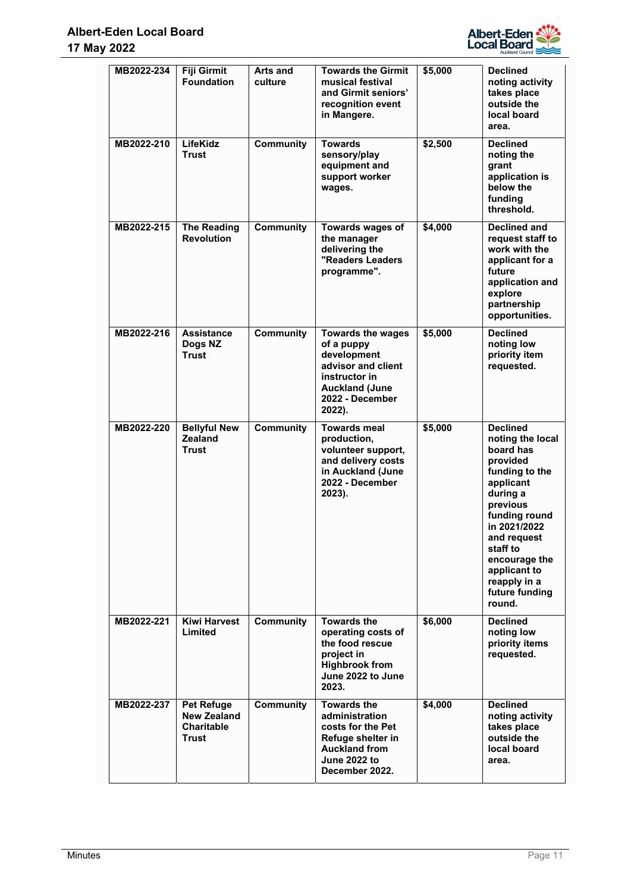| MB2022-234 | Fiji Girmit Foundation | Arts and culture | Towards the Girmit musical festival and Girmit seniors' recognition event in Mangere. | $5,000 | Declined noting activity takes place outside the local board area. |
|---|---|---|---|---|---|
| MB2022-210 | LifeKidz Trust | Community | Towards sensory/play equipment and support worker wages. | $2,500 | Declined noting the grant application is below the funding threshold. |
| MB2022-215 | The Reading Revolution | Community | Towards wages of the manager delivering the "Readers Leaders programme". | $4,000 | Declined and request staff to work with the applicant for a future application and explore partnership opportunities. |
| MB2022-216 | Assistance Dogs NZ Trust | Community | Towards the wages of a puppy development advisor and client instructor in Auckland (June 2022 - December 2022). | $5,000 | Declined noting low priority item requested. |
| MB2022-220 | Bellyful New Zealand Trust | Community | Towards meal production, volunteer support, and delivery costs in Auckland (June 2022 - December 2023). | $5,000 | Declined noting the local board has provided funding to the applicant during a previous funding round in 2021/2022 and request staff to encourage the applicant to reapply in a future funding round. |
| MB2022-221 | Kiwi Harvest Limited | Community | Towards the operating costs of the food rescue project in Highbrook from June 2022 to June 2023. | $6,000 | Declined noting low priority items requested. |
| MB2022-237 | Pet Refuge New Zealand Charitable Trust | Community | Towards the administration costs for the Pet Refuge shelter in Auckland from June 2022 to December 2022. | $4,000 | Declined noting activity takes place outside the local board area. |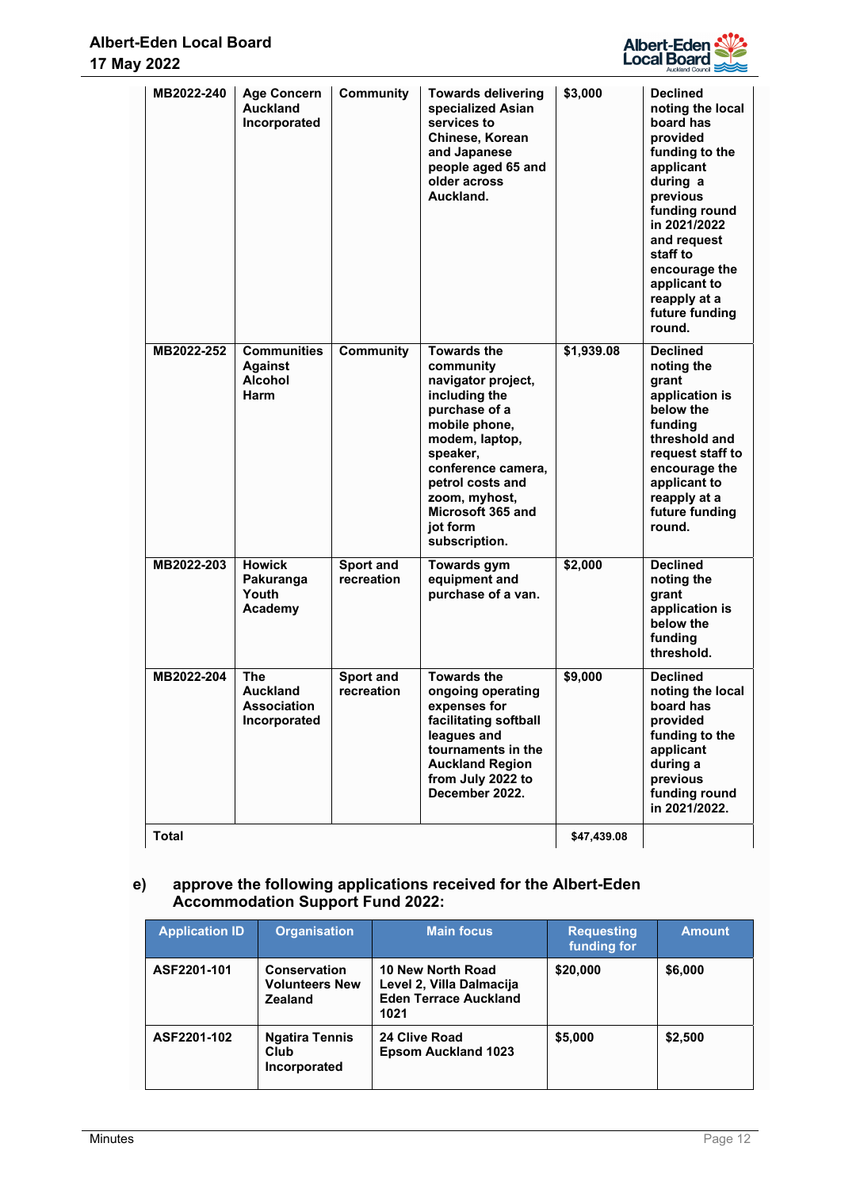| | | | | | |
|---|---|---|---|---|---|
| MB2022-240 | Age Concern Auckland Incorporated | Community | Towards delivering specialized Asian services to Chinese, Korean and Japanese people aged 65 and older across Auckland. | $3,000 | Declined noting the local board has provided funding to the applicant during a previous funding round in 2021/2022 and request staff to encourage the applicant to reapply at a future funding round. |
| MB2022-252 | Communities Against Alcohol Harm | Community | Towards the community navigator project, including the purchase of a mobile phone, modem, laptop, speaker, conference camera, petrol costs and zoom, myhost, Microsoft 365 and jot form subscription. | $1,939.08 | Declined noting the grant application is below the funding threshold and request staff to encourage the applicant to reapply at a future funding round. |
| MB2022-203 | Howick Pakuranga Youth Academy | Sport and recreation | Towards gym equipment and purchase of a van. | $2,000 | Declined noting the grant application is below the funding threshold. |
| MB2022-204 | The Auckland Association Incorporated | Sport and recreation | Towards the ongoing operating expenses for facilitating softball leagues and tournaments in the Auckland Region from July 2022 to December 2022. | $9,000 | Declined noting the local board has provided funding to the applicant during a previous funding round in 2021/2022. |
| Total | | | | $47,439.08 | |

e) approve the following applications received for the Albert-Eden Accommodation Support Fund 2022:

| Application ID | Organisation | Main focus | Requesting funding for | Amount |
|---|---|---|---|---|
| ASF2201-101 | Conservation Volunteers New Zealand | 10 New North Road Level 2, Villa Dalmacija Eden Terrace Auckland 1021 | $20,000 | $6,000 |
| ASF2201-102 | Ngatira Tennis Club Incorporated | 24 Clive Road Epsom Auckland 1023 | $5,000 | $2,500 |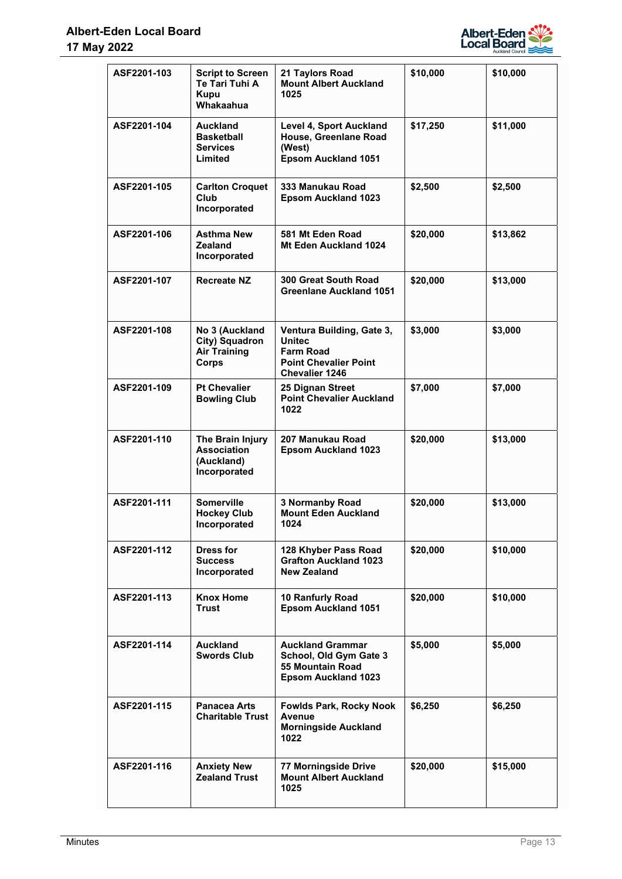| | | | | |
|---|---|---|---|---|
| **ASF2201-103** | **Script to Screen Te Tari Tuhi A Kupu Whakaahua** | **21 Taylors Road Mount Albert Auckland 1025** | **$10,000** | **$10,000** |
| **ASF2201-104** | **Auckland Basketball Services Limited** | **Level 4, Sport Auckland House, Greenlane Road (West) Epsom Auckland 1051** | **$17,250** | **$11,000** |
| **ASF2201-105** | **Carlton Croquet Club Incorporated** | **333 Manukau Road Epsom Auckland 1023** | **$2,500** | **$2,500** |
| **ASF2201-106** | **Asthma New Zealand Incorporated** | **581 Mt Eden Road Mt Eden Auckland 1024** | **$20,000** | **$13,862** |
| **ASF2201-107** | **Recreate NZ** | **300 Great South Road Greenlane Auckland 1051** | **$20,000** | **$13,000** |
| **ASF2201-108** | **No 3 (Auckland City) Squadron Air Training Corps** | **Ventura Building, Gate 3, Unitec Farm Road Point Chevalier Point Chevalier 1246** | **$3,000** | **$3,000** |
| **ASF2201-109** | **Pt Chevalier Bowling Club** | **25 Dignan Street Point Chevalier Auckland 1022** | **$7,000** | **$7,000** |
| **ASF2201-110** | **The Brain Injury Association (Auckland) Incorporated** | **207 Manukau Road Epsom Auckland 1023** | **$20,000** | **$13,000** |
| **ASF2201-111** | **Somerville Hockey Club Incorporated** | **3 Normanby Road Mount Eden Auckland 1024** | **$20,000** | **$13,000** |
| **ASF2201-112** | **Dress for Success Incorporated** | **128 Khyber Pass Road Grafton Auckland 1023 New Zealand** | **$20,000** | **$10,000** |
| **ASF2201-113** | **Knox Home Trust** | **10 Ranfurly Road Epsom Auckland 1051** | **$20,000** | **$10,000** |
| **ASF2201-114** | **Auckland Swords Club** | **Auckland Grammar School, Old Gym Gate 3 55 Mountain Road Epsom Auckland 1023** | **$5,000** | **$5,000** |
| **ASF2201-115** | **Panacea Arts Charitable Trust** | **Fowlds Park, Rocky Nook Avenue Morningside Auckland 1022** | **$6,250** | **$6,250** |
| **ASF2201-116** | **Anxiety New Zealand Trust** | **77 Morningside Drive Mount Albert Auckland 1025** | **$20,000** | **$15,000** |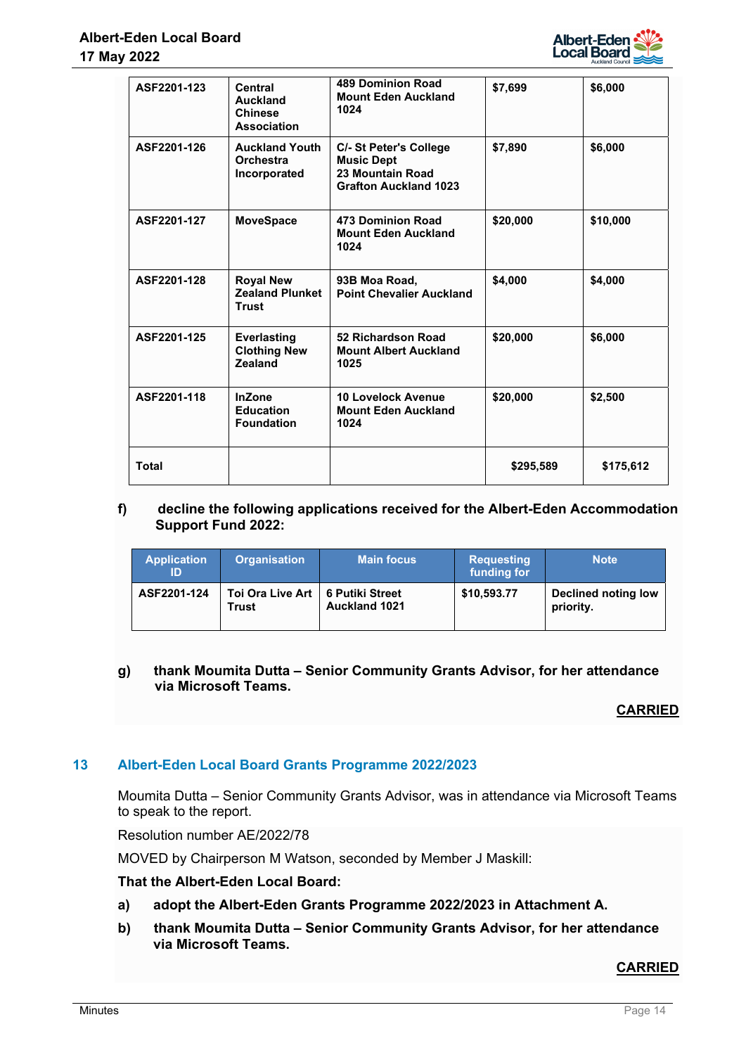| | | | | |
|---|---|---|---|---|
| **ASF2201-123** | **Central Auckland Chinese Association** | **489 Dominion Road Mount Eden Auckland 1024** | **$7,699** | **$6,000** |
| **ASF2201-126** | **Auckland Youth Orchestra Incorporated** | **C/- St Peter's College Music Dept 23 Mountain Road Grafton Auckland 1023** | **$7,890** | **$6,000** |
| **ASF2201-127** | **MoveSpace** | **473 Dominion Road Mount Eden Auckland 1024** | **$20,000** | **$10,000** |
| **ASF2201-128** | **Royal New Zealand Plunket Trust** | **93B Moa Road, Point Chevalier Auckland** | **$4,000** | **$4,000** |
| **ASF2201-125** | **Everlasting Clothing New Zealand** | **52 Richardson Road Mount Albert Auckland 1025** | **$20,000** | **$6,000** |
| **ASF2201-118** | **InZone Education Foundation** | **10 Lovelock Avenue Mount Eden Auckland 1024** | **$20,000** | **$2,500** |
| **Total** | | | **$295,589** | **$175,612** |

**f) decline the following applications received for the Albert-Eden Accommodation Support Fund 2022:**

| Application ID | Organisation | Main focus | Requesting funding for | Note |
|---|---|---|---|---|
| **ASF2201-124** | **Toi Ora Live Art Trust** | **6 Putiki Street Auckland 1021** | **$10,593.77** | **Declined noting low priority.** |

**g) thank Moumita Dutta – Senior Community Grants Advisor, for her attendance via Microsoft Teams.**

**CARRIED**

## 13 Albert-Eden Local Board Grants Programme 2022/2023

Moumita Dutta – Senior Community Grants Advisor, was in attendance via Microsoft Teams to speak to the report.

Resolution number AE/2022/78

MOVED by Chairperson M Watson, seconded by Member J Maskill:

**That the Albert-Eden Local Board:**

**a) adopt the Albert-Eden Grants Programme 2022/2023 in Attachment A.**

**b) thank Moumita Dutta – Senior Community Grants Advisor, for her attendance via Microsoft Teams.**

**CARRIED**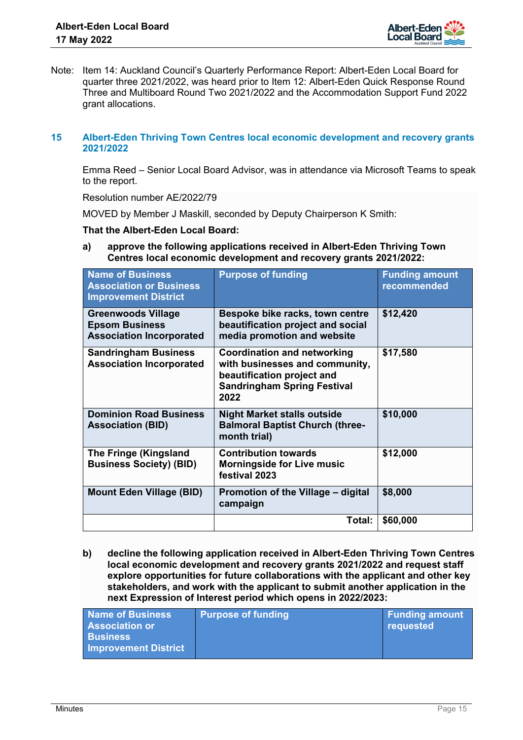Note: Item 14: Auckland Council's Quarterly Performance Report: Albert-Eden Local Board for quarter three 2021/2022, was heard prior to Item 12: Albert-Eden Quick Response Round Three and Multiboard Round Two 2021/2022 and the Accommodation Support Fund 2022 grant allocations.

## 15 Albert-Eden Thriving Town Centres local economic development and recovery grants 2021/2022

Emma Reed – Senior Local Board Advisor, was in attendance via Microsoft Teams to speak to the report.

Resolution number AE/2022/79

MOVED by Member J Maskill, seconded by Deputy Chairperson K Smith:

**That the Albert-Eden Local Board:**

**a) approve the following applications received in Albert-Eden Thriving Town Centres local economic development and recovery grants 2021/2022:**

| Name of Business Association or Business Improvement District | Purpose of funding | Funding amount recommended |
|---|---|---|
| **Greenwoods Village Epsom Business Association Incorporated** | **Bespoke bike racks, town centre beautification project and social media promotion and website** | **$12,420** |
| **Sandringham Business Association Incorporated** | **Coordination and networking with businesses and community, beautification project and Sandringham Spring Festival 2022** | **$17,580** |
| **Dominion Road Business Association (BID)** | **Night Market stalls outside Balmoral Baptist Church (three-month trial)** | **$10,000** |
| **The Fringe (Kingsland Business Society) (BID)** | **Contribution towards Morningside for Live music festival 2023** | **$12,000** |
| **Mount Eden Village (BID)** | **Promotion of the Village – digital campaign** | **$8,000** |
| | **Total:** | **$60,000** |

**b) decline the following application received in Albert-Eden Thriving Town Centres local economic development and recovery grants 2021/2022 and request staff explore opportunities for future collaborations with the applicant and other key stakeholders, and work with the applicant to submit another application in the next Expression of Interest period which opens in 2022/2023:**

| Name of Business Association or Business Improvement District | Purpose of funding | Funding amount requested |
|---|---|---|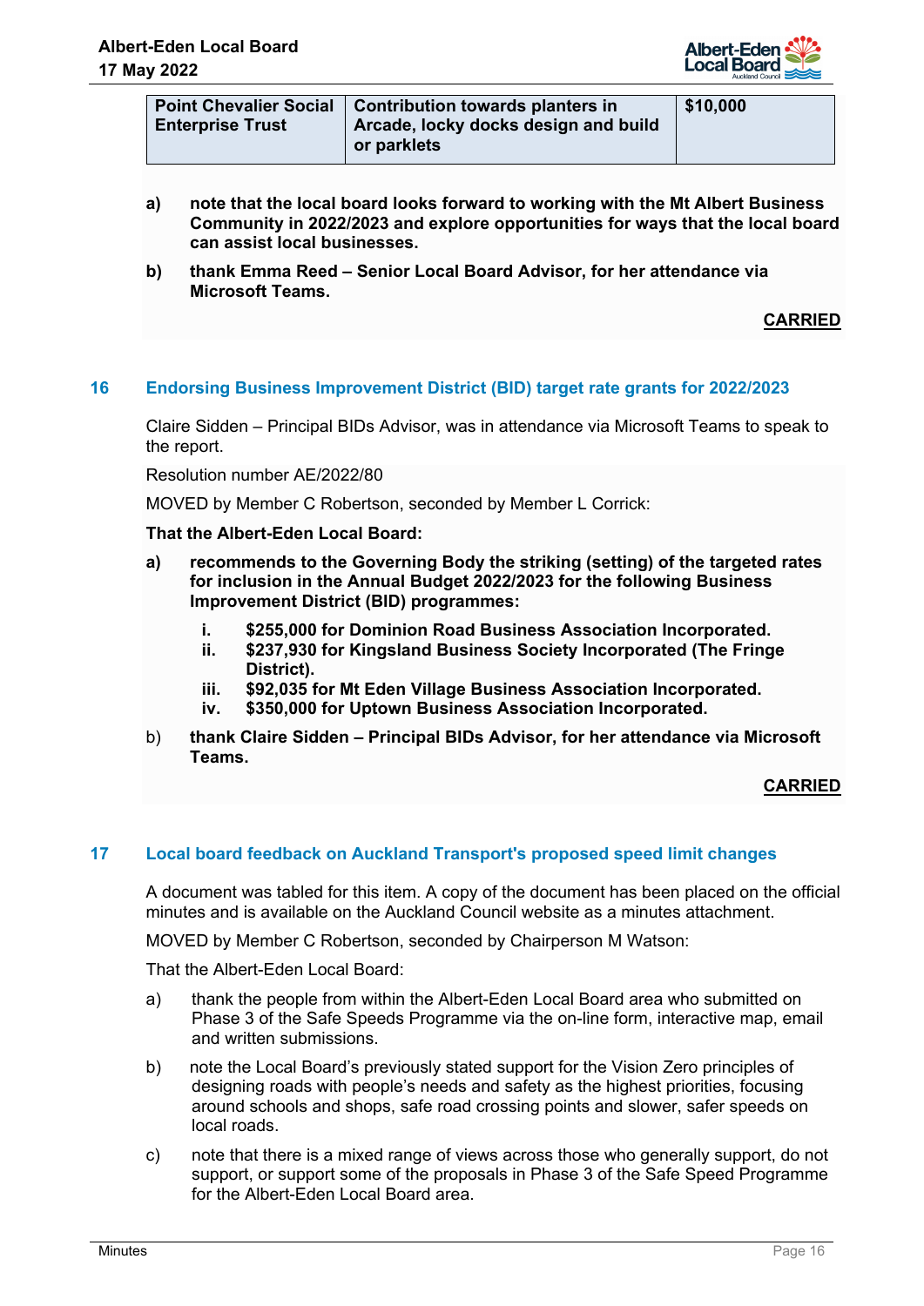| **Point Chevalier Social Enterprise Trust** | **Contribution towards planters in Arcade, locky docks design and build or parklets** | **$10,000** |
|---|---|---|

a) **note that the local board looks forward to working with the Mt Albert Business Community in 2022/2023 and explore opportunities for ways that the local board can assist local businesses.**

b) **thank Emma Reed – Senior Local Board Advisor, for her attendance via Microsoft Teams.**

**CARRIED**

## 16 Endorsing Business Improvement District (BID) target rate grants for 2022/2023

Claire Sidden – Principal BIDs Advisor, was in attendance via Microsoft Teams to speak to the report.

Resolution number AE/2022/80

MOVED by Member C Robertson, seconded by Member L Corrick:

**That the Albert-Eden Local Board:**

a) **recommends to the Governing Body the striking (setting) of the targeted rates for inclusion in the Annual Budget 2022/2023 for the following Business Improvement District (BID) programmes:**

   i. **$255,000 for Dominion Road Business Association Incorporated.**
   ii. **$237,930 for Kingsland Business Society Incorporated (The Fringe District).**
   iii. **$92,035 for Mt Eden Village Business Association Incorporated.**
   iv. **$350,000 for Uptown Business Association Incorporated.**

b) **thank Claire Sidden – Principal BIDs Advisor, for her attendance via Microsoft Teams.**

**CARRIED**

## 17 Local board feedback on Auckland Transport's proposed speed limit changes

A document was tabled for this item. A copy of the document has been placed on the official minutes and is available on the Auckland Council website as a minutes attachment.

MOVED by Member C Robertson, seconded by Chairperson M Watson:

That the Albert-Eden Local Board:

a) thank the people from within the Albert-Eden Local Board area who submitted on Phase 3 of the Safe Speeds Programme via the on-line form, interactive map, email and written submissions.

b) note the Local Board's previously stated support for the Vision Zero principles of designing roads with people's needs and safety as the highest priorities, focusing around schools and shops, safe road crossing points and slower, safer speeds on local roads.

c) note that there is a mixed range of views across those who generally support, do not support, or support some of the proposals in Phase 3 of the Safe Speed Programme for the Albert-Eden Local Board area.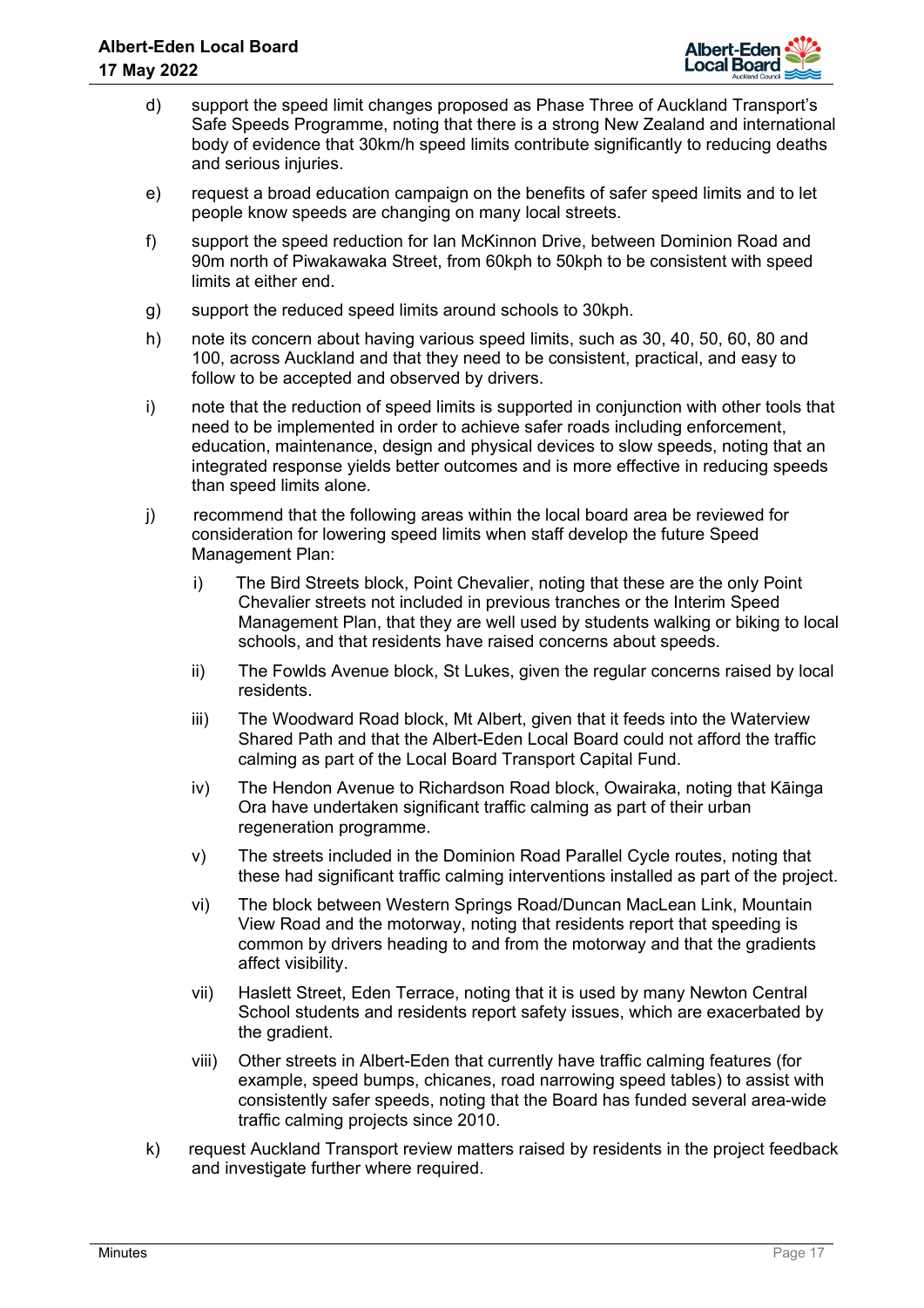d) support the speed limit changes proposed as Phase Three of Auckland Transport's Safe Speeds Programme, noting that there is a strong New Zealand and international body of evidence that 30km/h speed limits contribute significantly to reducing deaths and serious injuries.

e) request a broad education campaign on the benefits of safer speed limits and to let people know speeds are changing on many local streets.

f) support the speed reduction for Ian McKinnon Drive, between Dominion Road and 90m north of Piwakawaka Street, from 60kph to 50kph to be consistent with speed limits at either end.

g) support the reduced speed limits around schools to 30kph.

h) note its concern about having various speed limits, such as 30, 40, 50, 60, 80 and 100, across Auckland and that they need to be consistent, practical, and easy to follow to be accepted and observed by drivers.

i) note that the reduction of speed limits is supported in conjunction with other tools that need to be implemented in order to achieve safer roads including enforcement, education, maintenance, design and physical devices to slow speeds, noting that an integrated response yields better outcomes and is more effective in reducing speeds than speed limits alone.

j) recommend that the following areas within the local board area be reviewed for consideration for lowering speed limits when staff develop the future Speed Management Plan:

   i) The Bird Streets block, Point Chevalier, noting that these are the only Point Chevalier streets not included in previous tranches or the Interim Speed Management Plan, that they are well used by students walking or biking to local schools, and that residents have raised concerns about speeds.

   ii) The Fowlds Avenue block, St Lukes, given the regular concerns raised by local residents.

   iii) The Woodward Road block, Mt Albert, given that it feeds into the Waterview Shared Path and that the Albert-Eden Local Board could not afford the traffic calming as part of the Local Board Transport Capital Fund.

   iv) The Hendon Avenue to Richardson Road block, Owairaka, noting that Kāinga Ora have undertaken significant traffic calming as part of their urban regeneration programme.

   v) The streets included in the Dominion Road Parallel Cycle routes, noting that these had significant traffic calming interventions installed as part of the project.

   vi) The block between Western Springs Road/Duncan MacLean Link, Mountain View Road and the motorway, noting that residents report that speeding is common by drivers heading to and from the motorway and that the gradients affect visibility.

   vii) Haslett Street, Eden Terrace, noting that it is used by many Newton Central School students and residents report safety issues, which are exacerbated by the gradient.

   viii) Other streets in Albert-Eden that currently have traffic calming features (for example, speed bumps, chicanes, road narrowing speed tables) to assist with consistently safer speeds, noting that the Board has funded several area-wide traffic calming projects since 2010.

k) request Auckland Transport review matters raised by residents in the project feedback and investigate further where required.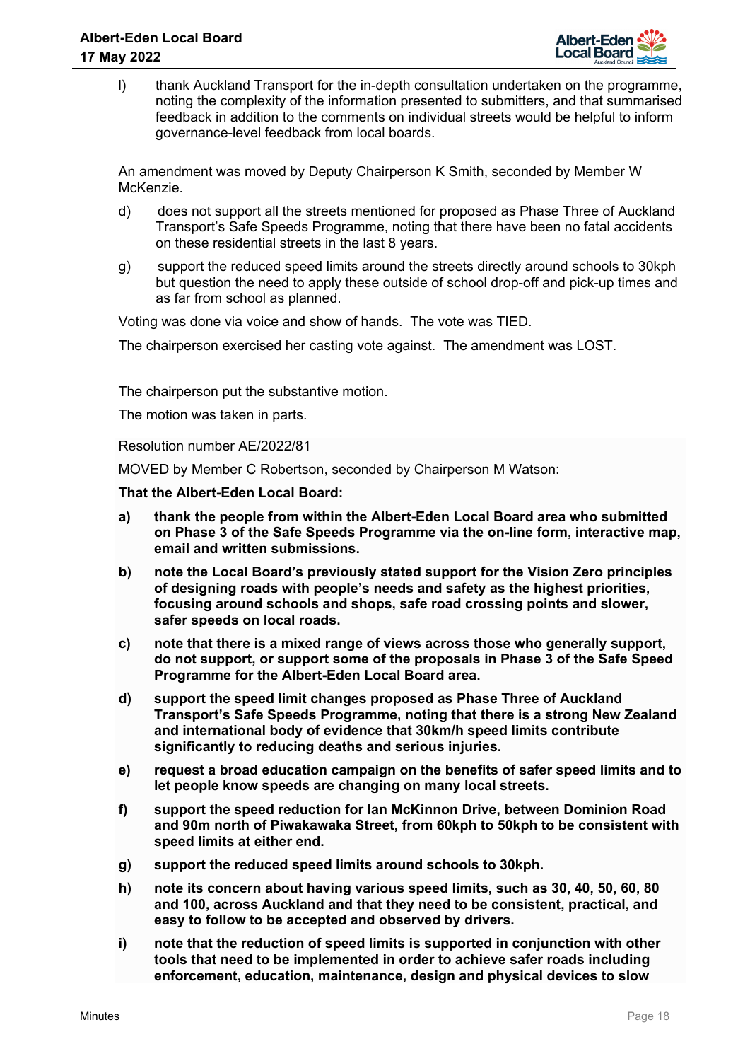l) thank Auckland Transport for the in-depth consultation undertaken on the programme, noting the complexity of the information presented to submitters, and that summarised feedback in addition to the comments on individual streets would be helpful to inform governance-level feedback from local boards.

An amendment was moved by Deputy Chairperson K Smith, seconded by Member W McKenzie.

d) does not support all the streets mentioned for proposed as Phase Three of Auckland Transport's Safe Speeds Programme, noting that there have been no fatal accidents on these residential streets in the last 8 years.

g) support the reduced speed limits around the streets directly around schools to 30kph but question the need to apply these outside of school drop-off and pick-up times and as far from school as planned.

Voting was done via voice and show of hands. The vote was TIED.

The chairperson exercised her casting vote against. The amendment was LOST.

The chairperson put the substantive motion.

The motion was taken in parts.

Resolution number AE/2022/81

MOVED by Member C Robertson, seconded by Chairperson M Watson:

**That the Albert-Eden Local Board:**

**a) thank the people from within the Albert-Eden Local Board area who submitted on Phase 3 of the Safe Speeds Programme via the on-line form, interactive map, email and written submissions.**

**b) note the Local Board's previously stated support for the Vision Zero principles of designing roads with people's needs and safety as the highest priorities, focusing around schools and shops, safe road crossing points and slower, safer speeds on local roads.**

**c) note that there is a mixed range of views across those who generally support, do not support, or support some of the proposals in Phase 3 of the Safe Speed Programme for the Albert-Eden Local Board area.**

**d) support the speed limit changes proposed as Phase Three of Auckland Transport's Safe Speeds Programme, noting that there is a strong New Zealand and international body of evidence that 30km/h speed limits contribute significantly to reducing deaths and serious injuries.**

**e) request a broad education campaign on the benefits of safer speed limits and to let people know speeds are changing on many local streets.**

**f) support the speed reduction for Ian McKinnon Drive, between Dominion Road and 90m north of Piwakawaka Street, from 60kph to 50kph to be consistent with speed limits at either end.**

**g) support the reduced speed limits around schools to 30kph.**

**h) note its concern about having various speed limits, such as 30, 40, 50, 60, 80 and 100, across Auckland and that they need to be consistent, practical, and easy to follow to be accepted and observed by drivers.**

**i) note that the reduction of speed limits is supported in conjunction with other tools that need to be implemented in order to achieve safer roads including enforcement, education, maintenance, design and physical devices to slow**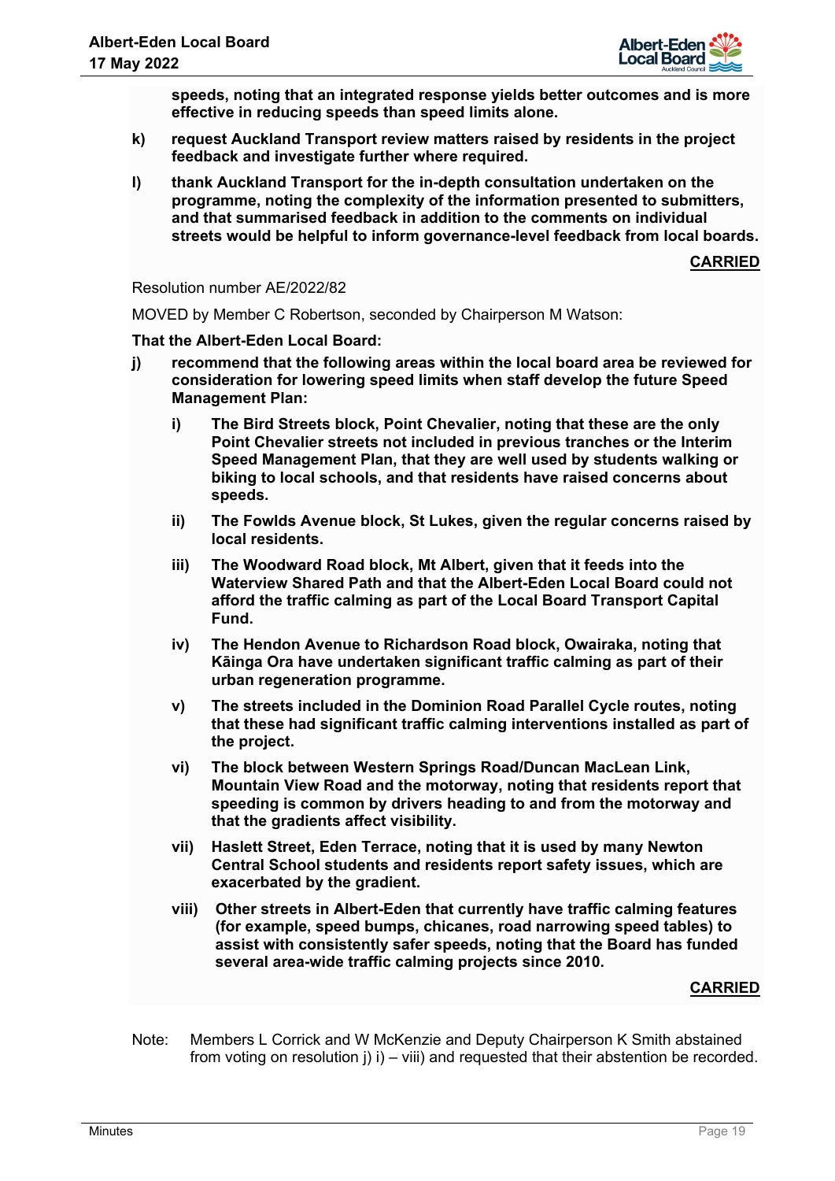**speeds, noting that an integrated response yields better outcomes and is more effective in reducing speeds than speed limits alone.**

**k) request Auckland Transport review matters raised by residents in the project feedback and investigate further where required.**

**l) thank Auckland Transport for the in-depth consultation undertaken on the programme, noting the complexity of the information presented to submitters, and that summarised feedback in addition to the comments on individual streets would be helpful to inform governance-level feedback from local boards.**

**CARRIED**

Resolution number AE/2022/82

MOVED by Member C Robertson, seconded by Chairperson M Watson:

**That the Albert-Eden Local Board:**

**j) recommend that the following areas within the local board area be reviewed for consideration for lowering speed limits when staff develop the future Speed Management Plan:**

**i) The Bird Streets block, Point Chevalier, noting that these are the only Point Chevalier streets not included in previous tranches or the Interim Speed Management Plan, that they are well used by students walking or biking to local schools, and that residents have raised concerns about speeds.**

**ii) The Fowlds Avenue block, St Lukes, given the regular concerns raised by local residents.**

**iii) The Woodward Road block, Mt Albert, given that it feeds into the Waterview Shared Path and that the Albert-Eden Local Board could not afford the traffic calming as part of the Local Board Transport Capital Fund.**

**iv) The Hendon Avenue to Richardson Road block, Owairaka, noting that Kāinga Ora have undertaken significant traffic calming as part of their urban regeneration programme.**

**v) The streets included in the Dominion Road Parallel Cycle routes, noting that these had significant traffic calming interventions installed as part of the project.**

**vi) The block between Western Springs Road/Duncan MacLean Link, Mountain View Road and the motorway, noting that residents report that speeding is common by drivers heading to and from the motorway and that the gradients affect visibility.**

**vii) Haslett Street, Eden Terrace, noting that it is used by many Newton Central School students and residents report safety issues, which are exacerbated by the gradient.**

**viii) Other streets in Albert-Eden that currently have traffic calming features (for example, speed bumps, chicanes, road narrowing speed tables) to assist with consistently safer speeds, noting that the Board has funded several area-wide traffic calming projects since 2010.**

**CARRIED**

Note: Members L Corrick and W McKenzie and Deputy Chairperson K Smith abstained from voting on resolution j) i) – viii) and requested that their abstention be recorded.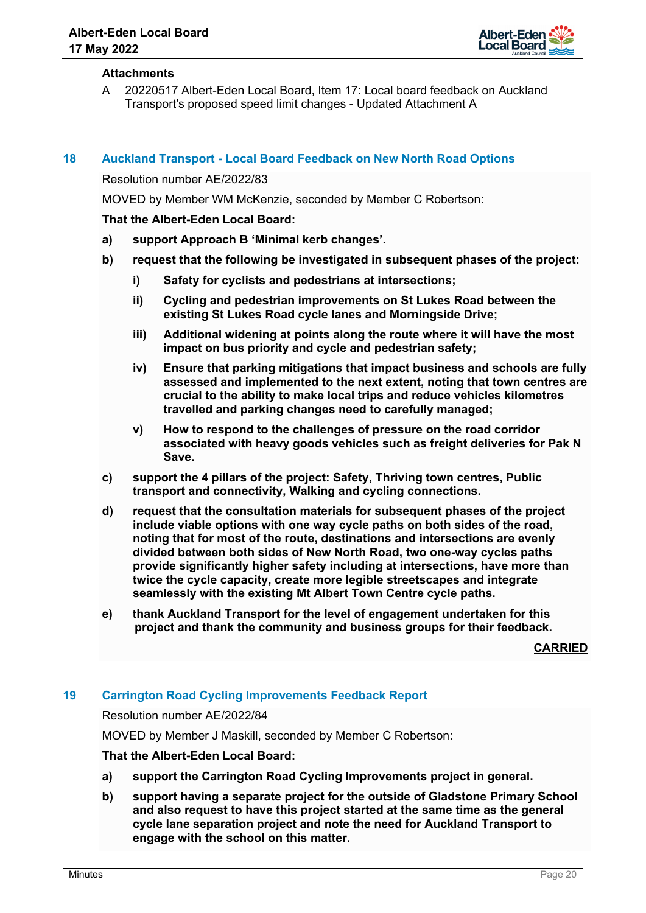**Attachments**

A 20220517 Albert-Eden Local Board, Item 17: Local board feedback on Auckland Transport's proposed speed limit changes - Updated Attachment A

## 18 Auckland Transport - Local Board Feedback on New North Road Options

Resolution number AE/2022/83

MOVED by Member WM McKenzie, seconded by Member C Robertson:

**That the Albert-Eden Local Board:**

**a) support Approach B 'Minimal kerb changes'.**

**b) request that the following be investigated in subsequent phases of the project:**

**i) Safety for cyclists and pedestrians at intersections;**

**ii) Cycling and pedestrian improvements on St Lukes Road between the existing St Lukes Road cycle lanes and Morningside Drive;**

**iii) Additional widening at points along the route where it will have the most impact on bus priority and cycle and pedestrian safety;**

**iv) Ensure that parking mitigations that impact business and schools are fully assessed and implemented to the next extent, noting that town centres are crucial to the ability to make local trips and reduce vehicles kilometres travelled and parking changes need to carefully managed;**

**v) How to respond to the challenges of pressure on the road corridor associated with heavy goods vehicles such as freight deliveries for Pak N Save.**

**c) support the 4 pillars of the project: Safety, Thriving town centres, Public transport and connectivity, Walking and cycling connections.**

**d) request that the consultation materials for subsequent phases of the project include viable options with one way cycle paths on both sides of the road, noting that for most of the route, destinations and intersections are evenly divided between both sides of New North Road, two one-way cycles paths provide significantly higher safety including at intersections, have more than twice the cycle capacity, create more legible streetscapes and integrate seamlessly with the existing Mt Albert Town Centre cycle paths.**

**e) thank Auckland Transport for the level of engagement undertaken for this project and thank the community and business groups for their feedback.**

**CARRIED**

## 19 Carrington Road Cycling Improvements Feedback Report

Resolution number AE/2022/84

MOVED by Member J Maskill, seconded by Member C Robertson:

**That the Albert-Eden Local Board:**

**a) support the Carrington Road Cycling Improvements project in general.**

**b) support having a separate project for the outside of Gladstone Primary School and also request to have this project started at the same time as the general cycle lane separation project and note the need for Auckland Transport to engage with the school on this matter.**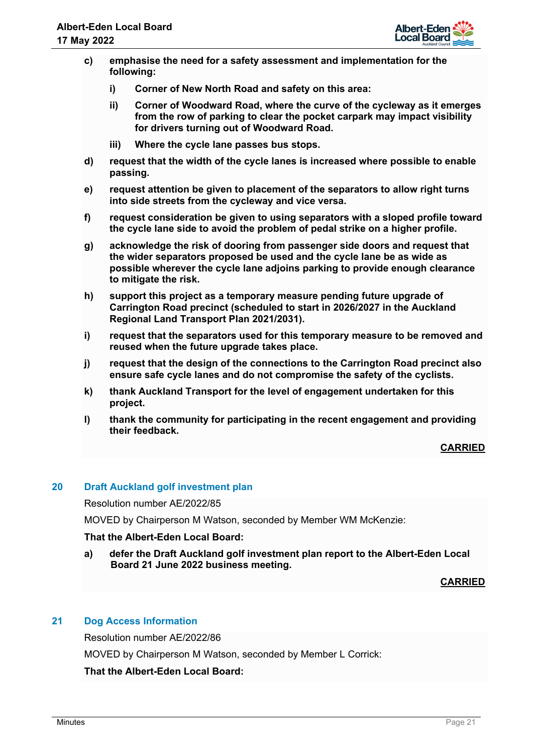c) **emphasise the need for a safety assessment and implementation for the following:**

   i) **Corner of New North Road and safety on this area:**

   ii) **Corner of Woodward Road, where the curve of the cycleway as it emerges from the row of parking to clear the pocket carpark may impact visibility for drivers turning out of Woodward Road.**

   iii) **Where the cycle lane passes bus stops.**

d) **request that the width of the cycle lanes is increased where possible to enable passing.**

e) **request attention be given to placement of the separators to allow right turns into side streets from the cycleway and vice versa.**

f) **request consideration be given to using separators with a sloped profile toward the cycle lane side to avoid the problem of pedal strike on a higher profile.**

g) **acknowledge the risk of dooring from passenger side doors and request that the wider separators proposed be used and the cycle lane be as wide as possible wherever the cycle lane adjoins parking to provide enough clearance to mitigate the risk.**

h) **support this project as a temporary measure pending future upgrade of Carrington Road precinct (scheduled to start in 2026/2027 in the Auckland Regional Land Transport Plan 2021/2031).**

i) **request that the separators used for this temporary measure to be removed and reused when the future upgrade takes place.**

j) **request that the design of the connections to the Carrington Road precinct also ensure safe cycle lanes and do not compromise the safety of the cyclists.**

k) **thank Auckland Transport for the level of engagement undertaken for this project.**

l) **thank the community for participating in the recent engagement and providing their feedback.**

**CARRIED**

## 20 Draft Auckland golf investment plan

Resolution number AE/2022/85

MOVED by Chairperson M Watson, seconded by Member WM McKenzie:

**That the Albert-Eden Local Board:**

a) **defer the Draft Auckland golf investment plan report to the Albert-Eden Local Board 21 June 2022 business meeting.**

**CARRIED**

## 21 Dog Access Information

Resolution number AE/2022/86

MOVED by Chairperson M Watson, seconded by Member L Corrick:

**That the Albert-Eden Local Board:**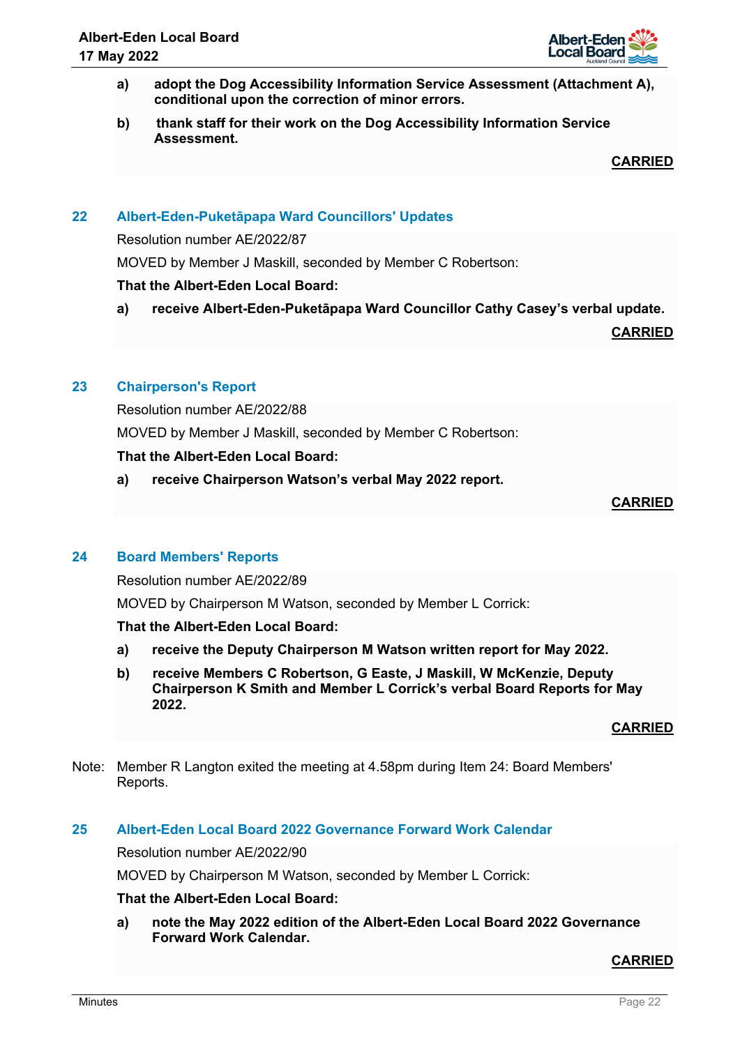a) **adopt the Dog Accessibility Information Service Assessment (Attachment A), conditional upon the correction of minor errors.**

b) **thank staff for their work on the Dog Accessibility Information Service Assessment.**

**CARRIED**

## 22 Albert-Eden-Puketāpapa Ward Councillors' Updates

Resolution number AE/2022/87

MOVED by Member J Maskill, seconded by Member C Robertson:

**That the Albert-Eden Local Board:**

a) **receive Albert-Eden-Puketāpapa Ward Councillor Cathy Casey's verbal update.**

**CARRIED**

## 23 Chairperson's Report

Resolution number AE/2022/88

MOVED by Member J Maskill, seconded by Member C Robertson:

**That the Albert-Eden Local Board:**

a) **receive Chairperson Watson's verbal May 2022 report.**

**CARRIED**

## 24 Board Members' Reports

Resolution number AE/2022/89

MOVED by Chairperson M Watson, seconded by Member L Corrick:

**That the Albert-Eden Local Board:**

a) **receive the Deputy Chairperson M Watson written report for May 2022.**

b) **receive Members C Robertson, G Easte, J Maskill, W McKenzie, Deputy Chairperson K Smith and Member L Corrick's verbal Board Reports for May 2022.**

**CARRIED**

Note: Member R Langton exited the meeting at 4.58pm during Item 24: Board Members' Reports.

## 25 Albert-Eden Local Board 2022 Governance Forward Work Calendar

Resolution number AE/2022/90

MOVED by Chairperson M Watson, seconded by Member L Corrick:

**That the Albert-Eden Local Board:**

a) **note the May 2022 edition of the Albert-Eden Local Board 2022 Governance Forward Work Calendar.**

**CARRIED**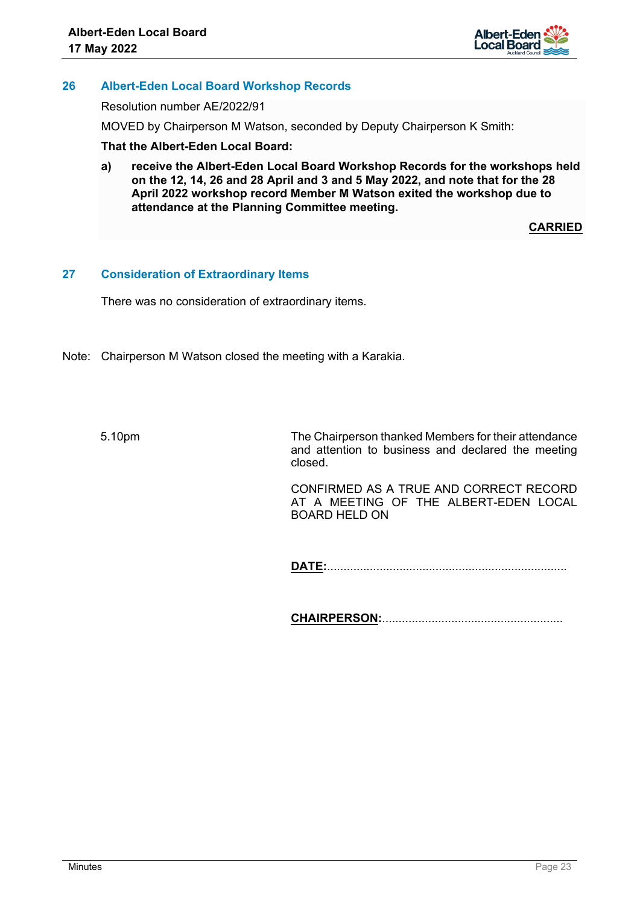## 26 Albert-Eden Local Board Workshop Records

Resolution number AE/2022/91

MOVED by Chairperson M Watson, seconded by Deputy Chairperson K Smith:

**That the Albert-Eden Local Board:**

**a) receive the Albert-Eden Local Board Workshop Records for the workshops held on the 12, 14, 26 and 28 April and 3 and 5 May 2022, and note that for the 28 April 2022 workshop record Member M Watson exited the workshop due to attendance at the Planning Committee meeting.**

**CARRIED**

## 27 Consideration of Extraordinary Items

There was no consideration of extraordinary items.

Note: Chairperson M Watson closed the meeting with a Karakia.

5.10pm

The Chairperson thanked Members for their attendance and attention to business and declared the meeting closed.

CONFIRMED AS A TRUE AND CORRECT RECORD AT A MEETING OF THE ALBERT-EDEN LOCAL BOARD HELD ON

**DATE:**.........................................................................

**CHAIRPERSON:**.......................................................